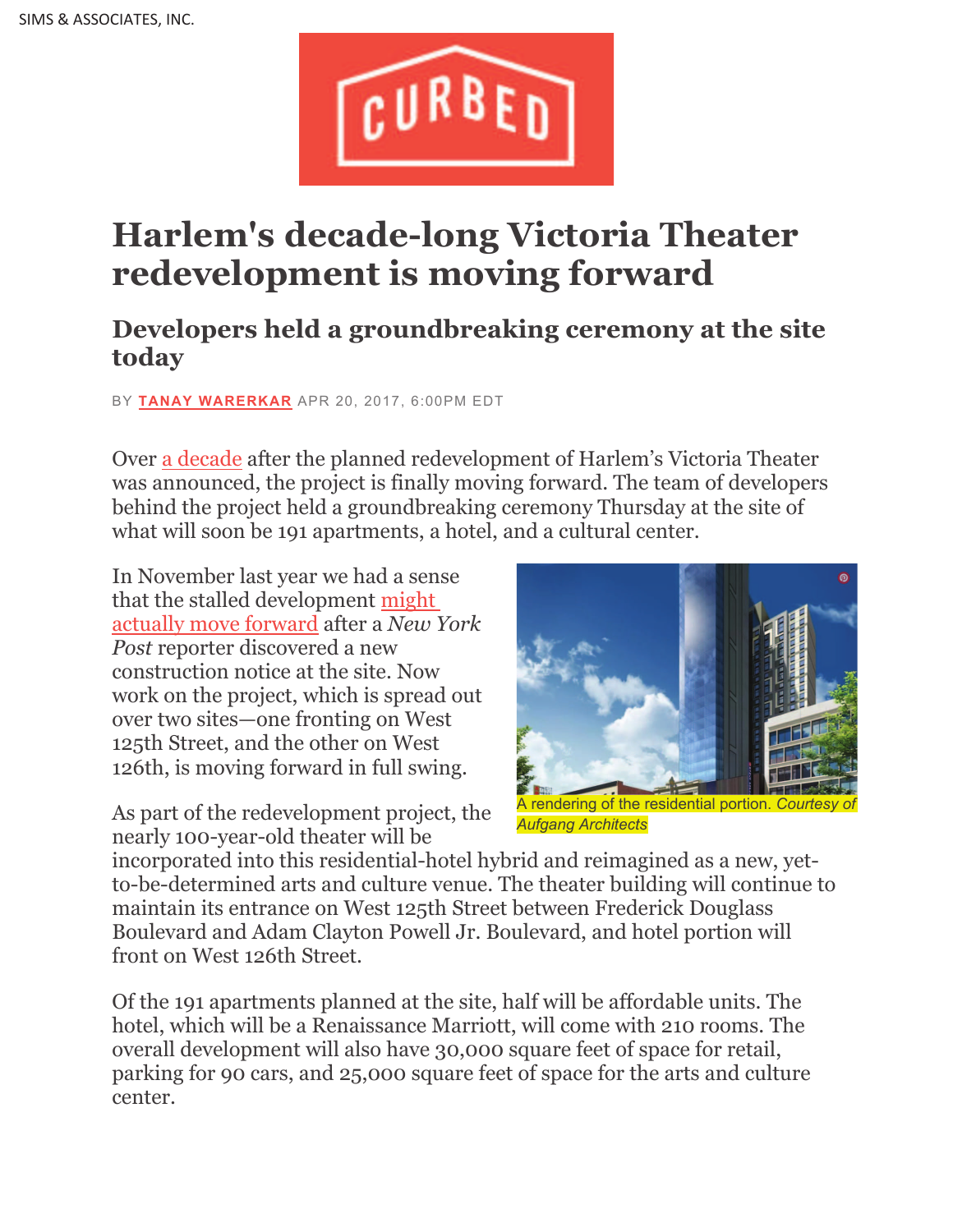SIMS & ASSOCIATES, INC.

CURBED

# Harlem's decade-long Victoria Theater redevelopment is moving forward

## Developers held a groundbreaking ceremony at the site today

BY TANAY WARERKAR APR 20, 2017, 6:00PM EDT

Over a decade after the planned redevelopment of Harlem's Victoria Theater was announced, the project is finally moving forward. The team of developers behind the project held a groundbreaking ceremony Thursday at the site of what will soon be 191 apartments, a hotel, and a cultural center.

In November last year we had a sense that the stalled development might actually move forward after a *New York Post* reporter discovered a new construction notice at the site. Now work on the project, which is spread out over two sites—one fronting on West 125th Street, and the other on West 126th, is moving forward in full swing.

A rendering of the residential portion. *Courtesy of Aufgang Architects*

As part of the redevelopment project, the nearly 100-year-old theater will be incorporated into this residential-hotel hybrid and reimagined as a new, yet-to-be-determined arts and culture venue. The theater building will continue to maintain its entrance on West 125th Street between Frederick Douglass Boulevard and Adam Clayton Powell Jr. Boulevard, and hotel portion will front on West 126th Street.

Of the 191 apartments planned at the site, half will be affordable units. The hotel, which will be a Renaissance Marriott, will come with 210 rooms. The overall development will also have 30,000 square feet of space for retail, parking for 90 cars, and 25,000 square feet of space for the arts and culture center.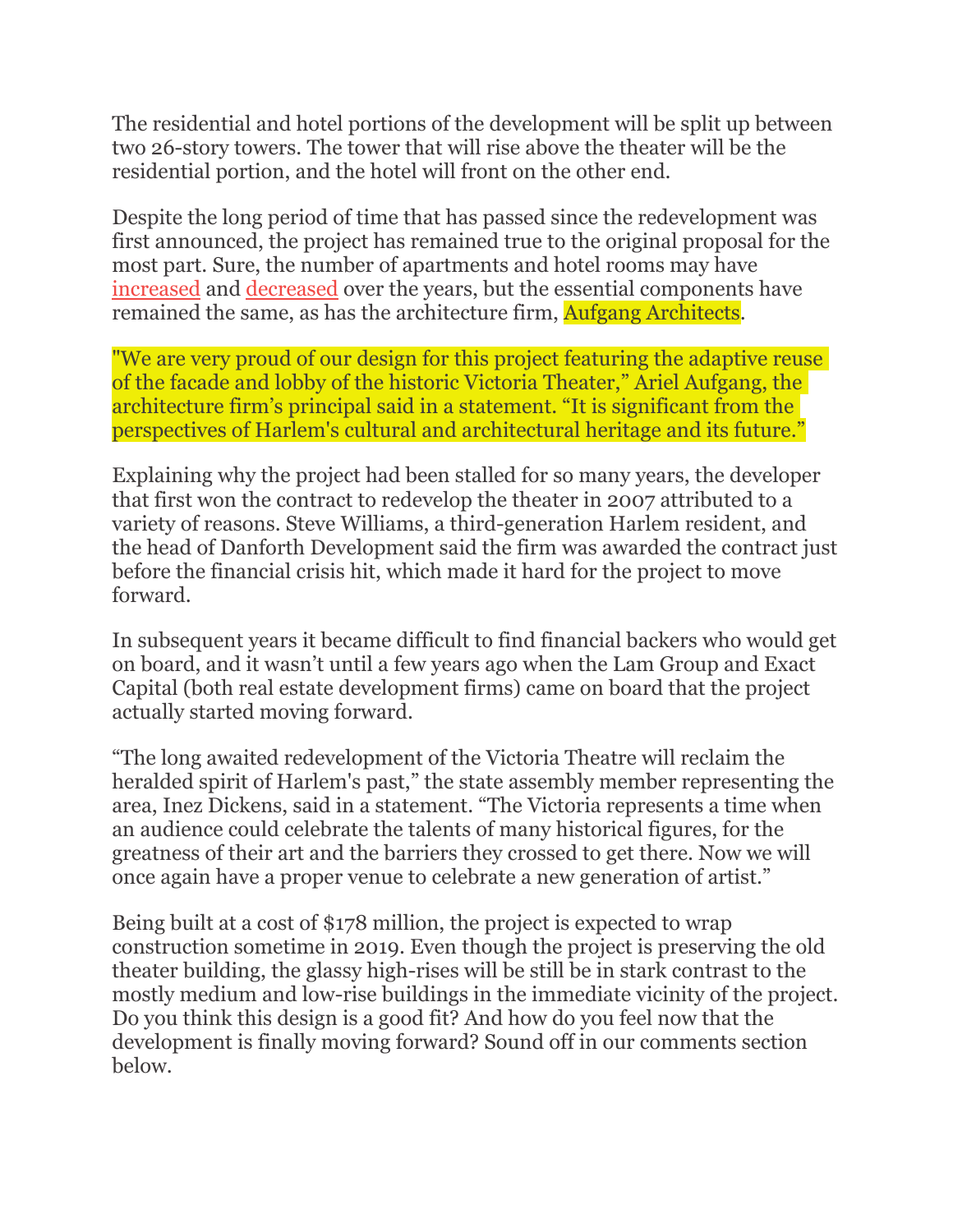The residential and hotel portions of the development will be split up between two 26-story towers. The tower that will rise above the theater will be the residential portion, and the hotel will front on the other end.

Despite the long period of time that has passed since the redevelopment was first announced, the project has remained true to the original proposal for the most part. Sure, the number of apartments and hotel rooms may have increased and decreased over the years, but the essential components have remained the same, as has the architecture firm, Aufgang Architects.

"We are very proud of our design for this project featuring the adaptive reuse of the facade and lobby of the historic Victoria Theater," Ariel Aufgang, the architecture firm's principal said in a statement. "It is significant from the perspectives of Harlem's cultural and architectural heritage and its future."

Explaining why the project had been stalled for so many years, the developer that first won the contract to redevelop the theater in 2007 attributed to a variety of reasons. Steve Williams, a third-generation Harlem resident, and the head of Danforth Development said the firm was awarded the contract just before the financial crisis hit, which made it hard for the project to move forward.

In subsequent years it became difficult to find financial backers who would get on board, and it wasn't until a few years ago when the Lam Group and Exact Capital (both real estate development firms) came on board that the project actually started moving forward.

"The long awaited redevelopment of the Victoria Theatre will reclaim the heralded spirit of Harlem's past," the state assembly member representing the area, Inez Dickens, said in a statement. "The Victoria represents a time when an audience could celebrate the talents of many historical figures, for the greatness of their art and the barriers they crossed to get there. Now we will once again have a proper venue to celebrate a new generation of artist."

Being built at a cost of $178 million, the project is expected to wrap construction sometime in 2019. Even though the project is preserving the old theater building, the glassy high-rises will be still be in stark contrast to the mostly medium and low-rise buildings in the immediate vicinity of the project. Do you think this design is a good fit? And how do you feel now that the development is finally moving forward? Sound off in our comments section below.